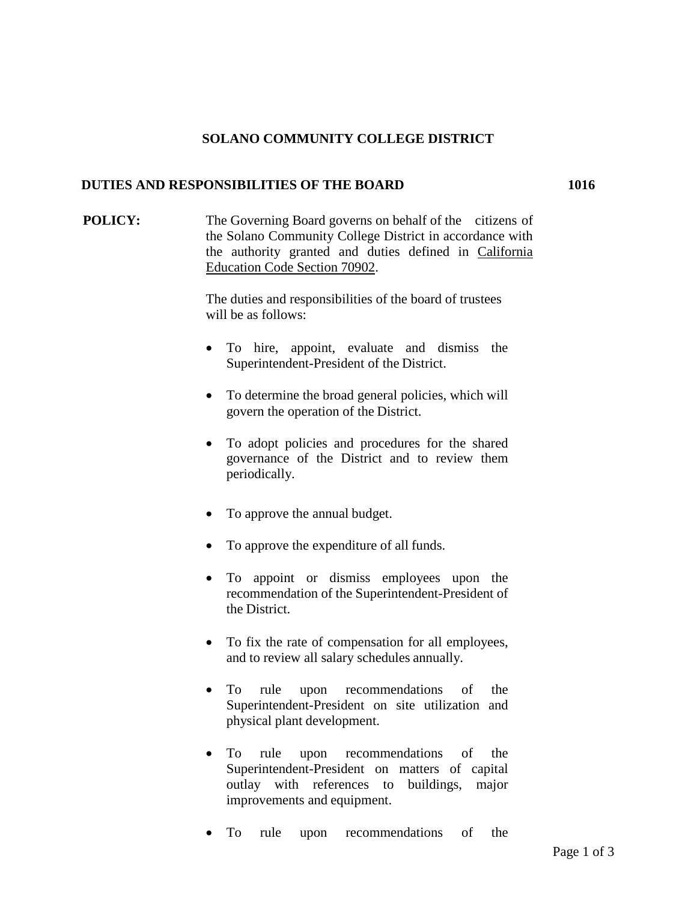# SOLANO COMMUNITY COLLEGE DISTRICT

## DUTIES AND RESPONSIBILITIES OF THE BOARD 1016

**POLICY:** The Governing Board governs on behalf of the citizens of the Solano Community College District in accordance with the authority granted and duties defined in California Education Code Section 70902.

The duties and responsibilities of the board of trustees will be as follows:

- To hire, appoint, evaluate and dismiss the Superintendent-President of the District.
- To determine the broad general policies, which will govern the operation of the District.
- To adopt policies and procedures for the shared governance of the District and to review them periodically.
- To approve the annual budget.
- To approve the expenditure of all funds.
- To appoint or dismiss employees upon the recommendation of the Superintendent-President of the District.
- To fix the rate of compensation for all employees, and to review all salary schedules annually.
- To rule upon recommendations of the Superintendent-President on site utilization and physical plant development.
- To rule upon recommendations of the Superintendent-President on matters of capital outlay with references to buildings, major improvements and equipment.
- To rule upon recommendations of the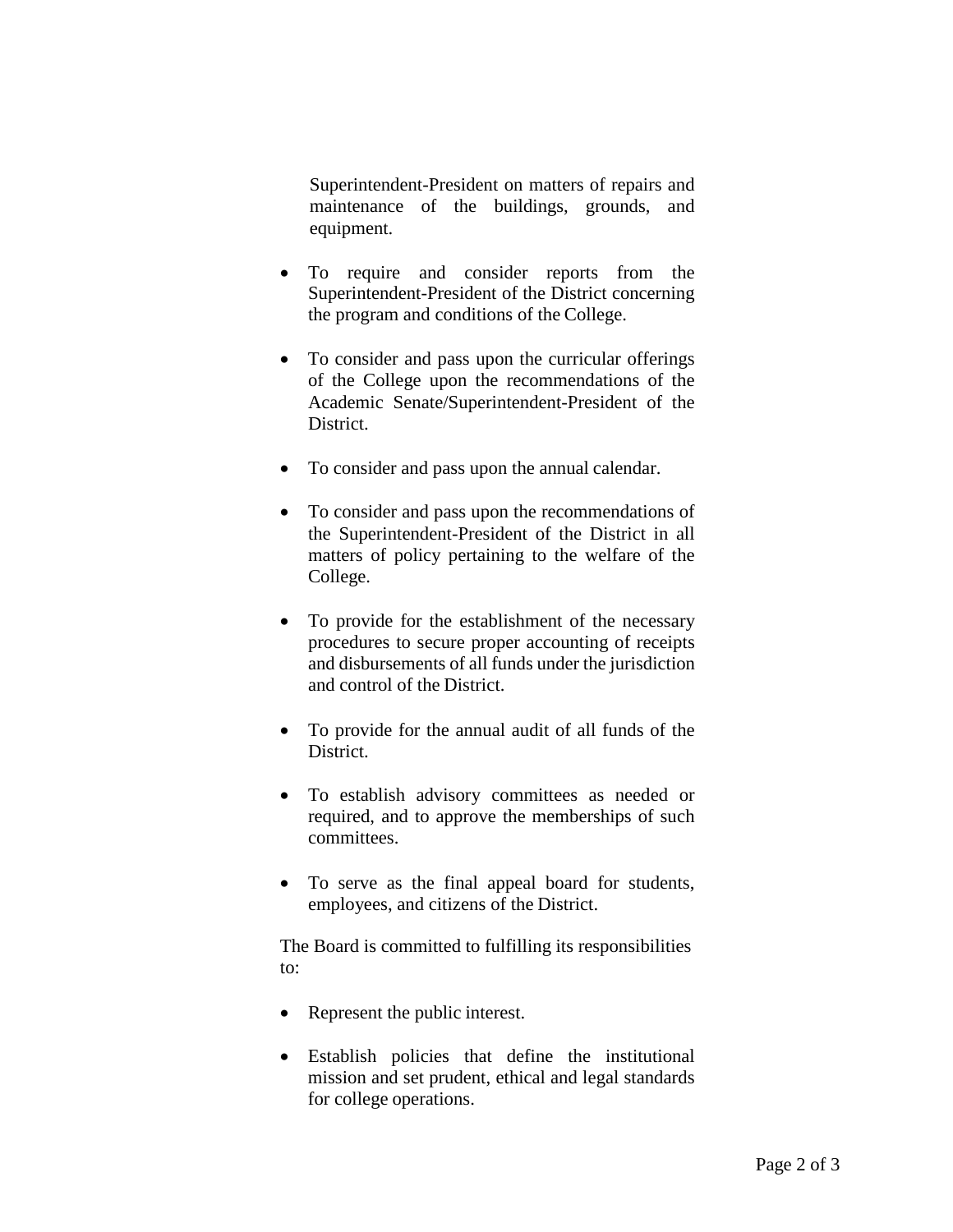Superintendent-President on matters of repairs and maintenance of the buildings, grounds, and equipment.

- To require and consider reports from the Superintendent-President of the District concerning the program and conditions of the College.

- To consider and pass upon the curricular offerings of the College upon the recommendations of the Academic Senate/Superintendent-President of the District.

- To consider and pass upon the annual calendar.

- To consider and pass upon the recommendations of the Superintendent-President of the District in all matters of policy pertaining to the welfare of the College.

- To provide for the establishment of the necessary procedures to secure proper accounting of receipts and disbursements of all funds under the jurisdiction and control of the District.

- To provide for the annual audit of all funds of the District.

- To establish advisory committees as needed or required, and to approve the memberships of such committees.

- To serve as the final appeal board for students, employees, and citizens of the District.

The Board is committed to fulfilling its responsibilities to:

- Represent the public interest.

- Establish policies that define the institutional mission and set prudent, ethical and legal standards for college operations.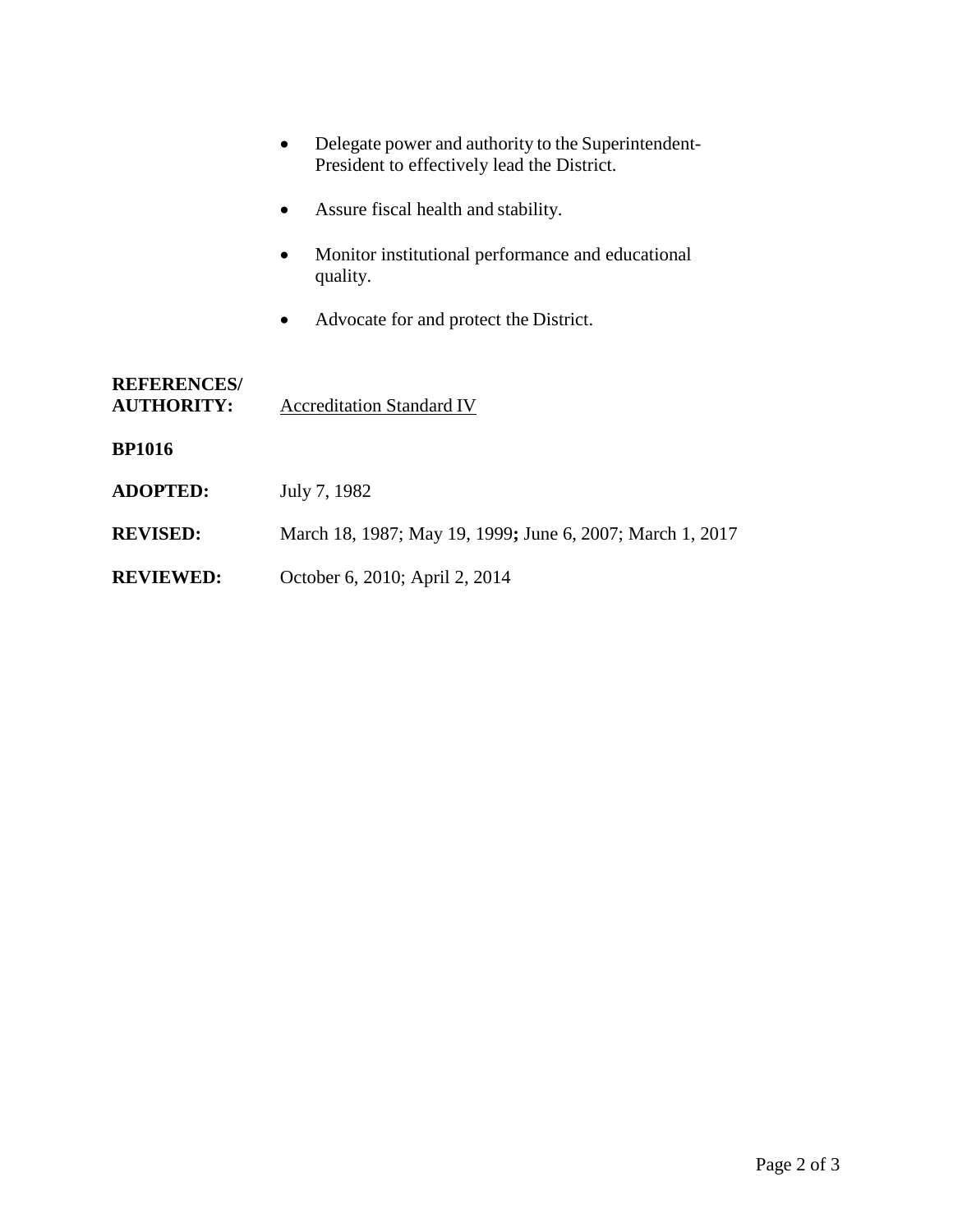- Delegate power and authority to the Superintendent-President to effectively lead the District.
- Assure fiscal health and stability.
- Monitor institutional performance and educational quality.
- Advocate for and protect the District.

**REFERENCES/ AUTHORITY:** Accreditation Standard IV

**BP1016**

**ADOPTED:** July 7, 1982

**REVISED:** March 18, 1987; May 19, 1999**;** June 6, 2007; March 1, 2017

**REVIEWED:** October 6, 2010; April 2, 2014